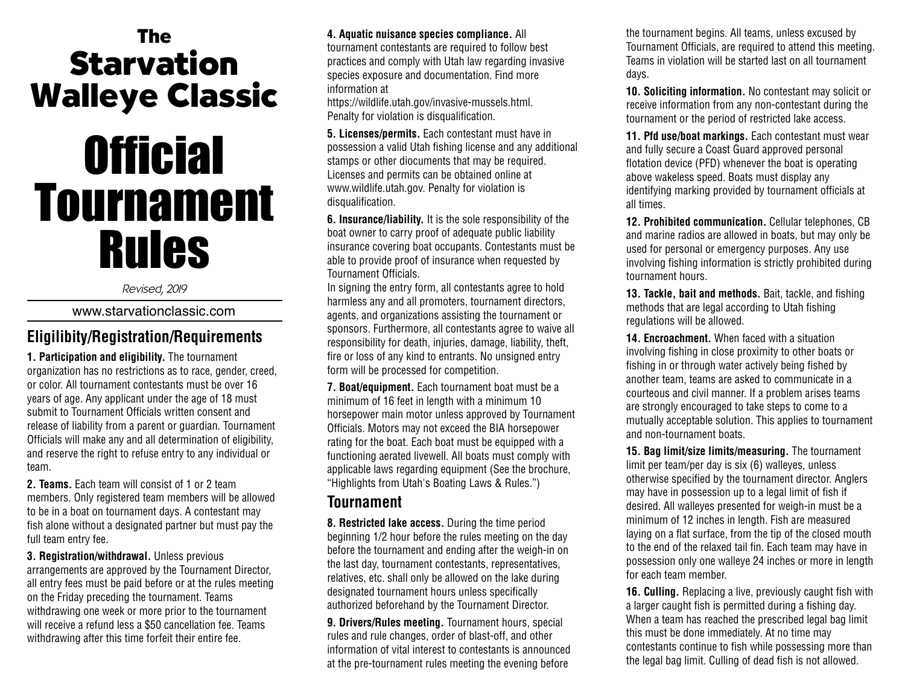# The Starvation Walleye Classic

# Official Tournament Rules

*Revised, 2019*

www.starvationclassic.com

## Eligilibity/Registration/Requirements

**1. Participation and eligibility.** The tournament organization has no restrictions as to race, gender, creed, or color. All tournament contestants must be over 16 years of age. Any applicant under the age of 18 must submit to Tournament Officials written consent and release of liability from a parent or guardian. Tournament Officials will make any and all determination of eligibility, and reserve the right to refuse entry to any individual or team.

**2. Teams.** Each team will consist of 1 or 2 team members. Only registered team members will be allowed to be in a boat on tournament days. A contestant may fish alone without a designated partner but must pay the full team entry fee.

**3. Registration/withdrawal.** Unless previous arrangements are approved by the Tournament Director, all entry fees must be paid before or at the rules meeting on the Friday preceding the tournament. Teams withdrawing one week or more prior to the tournament will receive a refund less a $50 cancellation fee. Teams withdrawing after this time forfeit their entire fee.

**4. Aquatic nuisance species compliance.** All tournament contestants are required to follow best practices and comply with Utah law regarding invasive species exposure and documentation. Find more information at https://wildlife.utah.gov/invasive-mussels.html. Penalty for violation is disqualification.

**5. Licenses/permits.** Each contestant must have in possession a valid Utah fishing license and any additional stamps or other diocuments that may be required. Licenses and permits can be obtained online at www.wildlife.utah.gov. Penalty for violation is disqualification.

**6. Insurance/liability.** It is the sole responsibility of the boat owner to carry proof of adequate public liability insurance covering boat occupants. Contestants must be able to provide proof of insurance when requested by Tournament Officials.

In signing the entry form, all contestants agree to hold harmless any and all promoters, tournament directors, agents, and organizations assisting the tournament or sponsors. Furthermore, all contestants agree to waive all responsibility for death, injuries, damage, liability, theft, fire or loss of any kind to entrants. No unsigned entry form will be processed for competition.

**7. Boat/equipment.** Each tournament boat must be a minimum of 16 feet in length with a minimum 10 horsepower main motor unless approved by Tournament Officials. Motors may not exceed the BIA horsepower rating for the boat. Each boat must be equipped with a functioning aerated livewell. All boats must comply with applicable laws regarding equipment (See the brochure, "Highlights from Utah's Boating Laws & Rules.")

## Tournament

**8. Restricted lake access.** During the time period beginning 1/2 hour before the rules meeting on the day before the tournament and ending after the weigh-in on the last day, tournament contestants, representatives, relatives, etc. shall only be allowed on the lake during designated tournament hours unless specifically authorized beforehand by the Tournament Director.

**9. Drivers/Rules meeting.** Tournament hours, special rules and rule changes, order of blast-off, and other information of vital interest to contestants is announced at the pre-tournament rules meeting the evening before the tournament begins. All teams, unless excused by Tournament Officials, are required to attend this meeting. Teams in violation will be started last on all tournament days.

**10. Soliciting information.** No contestant may solicit or receive information from any non-contestant during the tournament or the period of restricted lake access.

**11. Pfd use/boat markings.** Each contestant must wear and fully secure a Coast Guard approved personal flotation device (PFD) whenever the boat is operating above wakeless speed. Boats must display any identifying marking provided by tournament officials at all times.

**12. Prohibited communication.** Cellular telephones, CB and marine radios are allowed in boats, but may only be used for personal or emergency purposes. Any use involving fishing information is strictly prohibited during tournament hours.

**13. Tackle, bait and methods.** Bait, tackle, and fishing methods that are legal according to Utah fishing regulations will be allowed.

**14. Encroachment.** When faced with a situation involving fishing in close proximity to other boats or fishing in or through water actively being fished by another team, teams are asked to communicate in a courteous and civil manner. If a problem arises teams are strongly encouraged to take steps to come to a mutually acceptable solution. This applies to tournament and non-tournament boats.

**15. Bag limit/size limits/measuring.** The tournament limit per team/per day is six (6) walleyes, unless otherwise specified by the tournament director. Anglers may have in possession up to a legal limit of fish if desired. All walleyes presented for weigh-in must be a minimum of 12 inches in length. Fish are measured laying on a flat surface, from the tip of the closed mouth to the end of the relaxed tail fin. Each team may have in possession only one walleye 24 inches or more in length for each team member.

**16. Culling.** Replacing a live, previously caught fish with a larger caught fish is permitted during a fishing day. When a team has reached the prescribed legal bag limit this must be done immediately. At no time may contestants continue to fish while possessing more than the legal bag limit. Culling of dead fish is not allowed.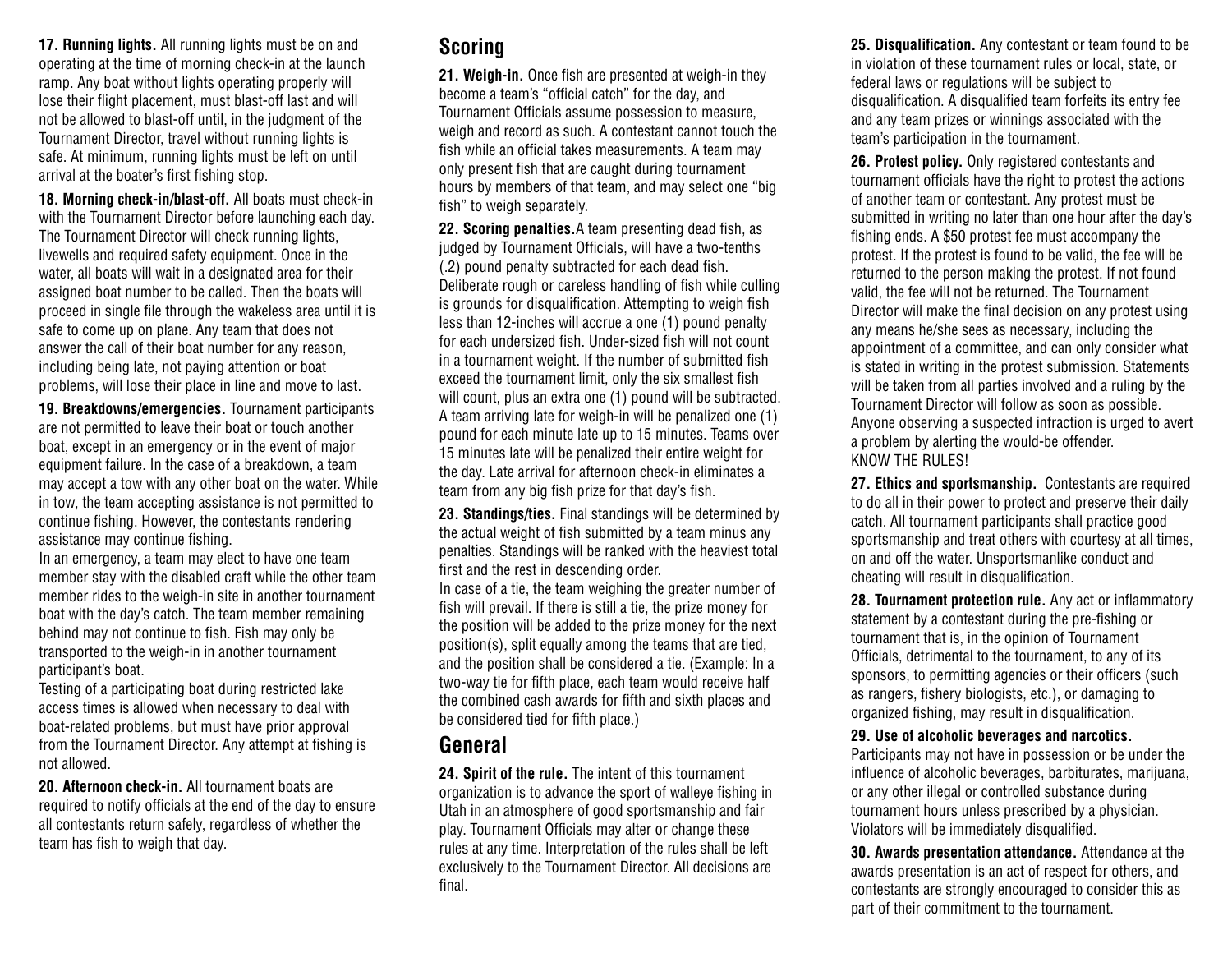**17. Running lights.** All running lights must be on and operating at the time of morning check-in at the launch ramp. Any boat without lights operating properly will lose their flight placement, must blast-off last and will not be allowed to blast-off until, in the judgment of the Tournament Director, travel without running lights is safe. At minimum, running lights must be left on until arrival at the boater's first fishing stop.

**18. Morning check-in/blast-off.** All boats must check-in with the Tournament Director before launching each day. The Tournament Director will check running lights, livewells and required safety equipment. Once in the water, all boats will wait in a designated area for their assigned boat number to be called. Then the boats will proceed in single file through the wakeless area until it is safe to come up on plane. Any team that does not answer the call of their boat number for any reason, including being late, not paying attention or boat problems, will lose their place in line and move to last.

**19. Breakdowns/emergencies.** Tournament participants are not permitted to leave their boat or touch another boat, except in an emergency or in the event of major equipment failure. In the case of a breakdown, a team may accept a tow with any other boat on the water. While in tow, the team accepting assistance is not permitted to continue fishing. However, the contestants rendering assistance may continue fishing.

In an emergency, a team may elect to have one team member stay with the disabled craft while the other team member rides to the weigh-in site in another tournament boat with the day's catch. The team member remaining behind may not continue to fish. Fish may only be transported to the weigh-in in another tournament participant's boat.

Testing of a participating boat during restricted lake access times is allowed when necessary to deal with boat-related problems, but must have prior approval from the Tournament Director. Any attempt at fishing is not allowed.

**20. Afternoon check-in.** All tournament boats are required to notify officials at the end of the day to ensure all contestants return safely, regardless of whether the team has fish to weigh that day.

## Scoring

**21. Weigh-in.** Once fish are presented at weigh-in they become a team's "official catch" for the day, and Tournament Officials assume possession to measure, weigh and record as such. A contestant cannot touch the fish while an official takes measurements. A team may only present fish that are caught during tournament hours by members of that team, and may select one "big fish" to weigh separately.

**22. Scoring penalties.** A team presenting dead fish, as judged by Tournament Officials, will have a two-tenths (.2) pound penalty subtracted for each dead fish. Deliberate rough or careless handling of fish while culling is grounds for disqualification. Attempting to weigh fish less than 12-inches will accrue a one (1) pound penalty for each undersized fish. Under-sized fish will not count in a tournament weight. If the number of submitted fish exceed the tournament limit, only the six smallest fish will count, plus an extra one (1) pound will be subtracted. A team arriving late for weigh-in will be penalized one (1) pound for each minute late up to 15 minutes. Teams over 15 minutes late will be penalized their entire weight for the day. Late arrival for afternoon check-in eliminates a team from any big fish prize for that day's fish.

**23. Standings/ties.** Final standings will be determined by the actual weight of fish submitted by a team minus any penalties. Standings will be ranked with the heaviest total first and the rest in descending order.

In case of a tie, the team weighing the greater number of fish will prevail. If there is still a tie, the prize money for the position will be added to the prize money for the next position(s), split equally among the teams that are tied, and the position shall be considered a tie. (Example: In a two-way tie for fifth place, each team would receive half the combined cash awards for fifth and sixth places and be considered tied for fifth place.)

## General

**24. Spirit of the rule.** The intent of this tournament organization is to advance the sport of walleye fishing in Utah in an atmosphere of good sportsmanship and fair play. Tournament Officials may alter or change these rules at any time. Interpretation of the rules shall be left exclusively to the Tournament Director. All decisions are final.

**25. Disqualification.** Any contestant or team found to be in violation of these tournament rules or local, state, or federal laws or regulations will be subject to disqualification. A disqualified team forfeits its entry fee and any team prizes or winnings associated with the team's participation in the tournament.

**26. Protest policy.** Only registered contestants and tournament officials have the right to protest the actions of another team or contestant. Any protest must be submitted in writing no later than one hour after the day's fishing ends. A $50 protest fee must accompany the protest. If the protest is found to be valid, the fee will be returned to the person making the protest. If not found valid, the fee will not be returned. The Tournament Director will make the final decision on any protest using any means he/she sees as necessary, including the appointment of a committee, and can only consider what is stated in writing in the protest submission. Statements will be taken from all parties involved and a ruling by the Tournament Director will follow as soon as possible. Anyone observing a suspected infraction is urged to avert a problem by alerting the would-be offender.
KNOW THE RULES!

**27. Ethics and sportsmanship.** Contestants are required to do all in their power to protect and preserve their daily catch. All tournament participants shall practice good sportsmanship and treat others with courtesy at all times, on and off the water. Unsportsmanlike conduct and cheating will result in disqualification.

**28. Tournament protection rule.** Any act or inflammatory statement by a contestant during the pre-fishing or tournament that is, in the opinion of Tournament Officials, detrimental to the tournament, to any of its sponsors, to permitting agencies or their officers (such as rangers, fishery biologists, etc.), or damaging to organized fishing, may result in disqualification.

**29. Use of alcoholic beverages and narcotics.** Participants may not have in possession or be under the influence of alcoholic beverages, barbiturates, marijuana, or any other illegal or controlled substance during tournament hours unless prescribed by a physician. Violators will be immediately disqualified.

**30. Awards presentation attendance.** Attendance at the awards presentation is an act of respect for others, and contestants are strongly encouraged to consider this as part of their commitment to the tournament.